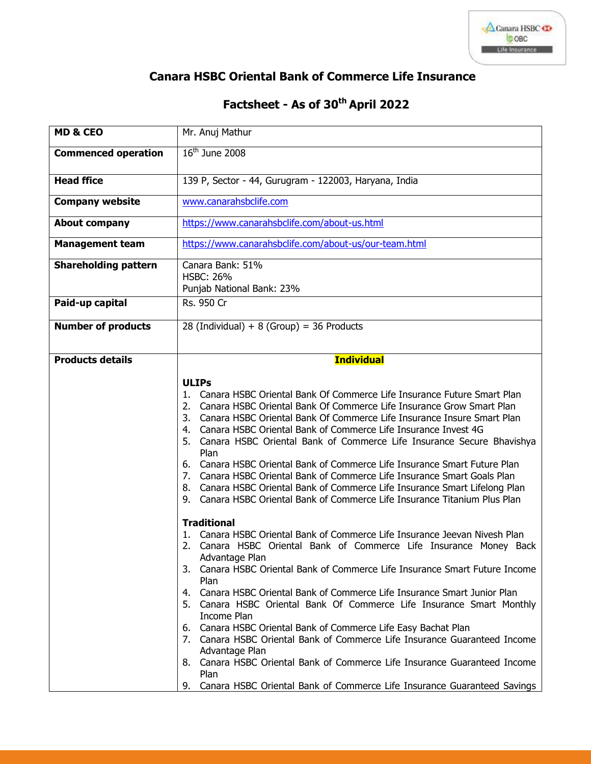# Canara HSBC Oriental Bank of Commerce Life Insurance

## Factsheet - As of 30th April 2022

| | |
|---|---|
| **MD & CEO** | Mr. Anuj Mathur |
| **Commenced operation** | 16th June 2008 |
| **Head ffice** | 139 P, Sector - 44, Gurugram - 122003, Haryana, India |
| **Company website** | www.canarahsbclife.com |
| **About company** | https://www.canarahsbclife.com/about-us.html |
| **Management team** | https://www.canarahsbclife.com/about-us/our-team.html |
| **Shareholding pattern** | Canara Bank: 51%<br>HSBC: 26%<br>Punjab National Bank: 23% |
| **Paid-up capital** | Rs. 950 Cr |
| **Number of products** | 28 (Individual) + 8 (Group) = 36 Products |
| **Products details** | **Individual**<br><br>**ULIPs**<br>1. Canara HSBC Oriental Bank Of Commerce Life Insurance Future Smart Plan<br>2. Canara HSBC Oriental Bank Of Commerce Life Insurance Grow Smart Plan<br>3. Canara HSBC Oriental Bank Of Commerce Life Insurance Insure Smart Plan<br>4. Canara HSBC Oriental Bank of Commerce Life Insurance Invest 4G<br>5. Canara HSBC Oriental Bank of Commerce Life Insurance Secure Bhavishya Plan<br>6. Canara HSBC Oriental Bank of Commerce Life Insurance Smart Future Plan<br>7. Canara HSBC Oriental Bank of Commerce Life Insurance Smart Goals Plan<br>8. Canara HSBC Oriental Bank of Commerce Life Insurance Smart Lifelong Plan<br>9. Canara HSBC Oriental Bank of Commerce Life Insurance Titanium Plus Plan<br><br>**Traditional**<br>1. Canara HSBC Oriental Bank of Commerce Life Insurance Jeevan Nivesh Plan<br>2. Canara HSBC Oriental Bank of Commerce Life Insurance Money Back Advantage Plan<br>3. Canara HSBC Oriental Bank of Commerce Life Insurance Smart Future Income Plan<br>4. Canara HSBC Oriental Bank of Commerce Life Insurance Smart Junior Plan<br>5. Canara HSBC Oriental Bank Of Commerce Life Insurance Smart Monthly Income Plan<br>6. Canara HSBC Oriental Bank of Commerce Life Easy Bachat Plan<br>7. Canara HSBC Oriental Bank of Commerce Life Insurance Guaranteed Income Advantage Plan<br>8. Canara HSBC Oriental Bank of Commerce Life Insurance Guaranteed Income Plan<br>9. Canara HSBC Oriental Bank of Commerce Life Insurance Guaranteed Savings |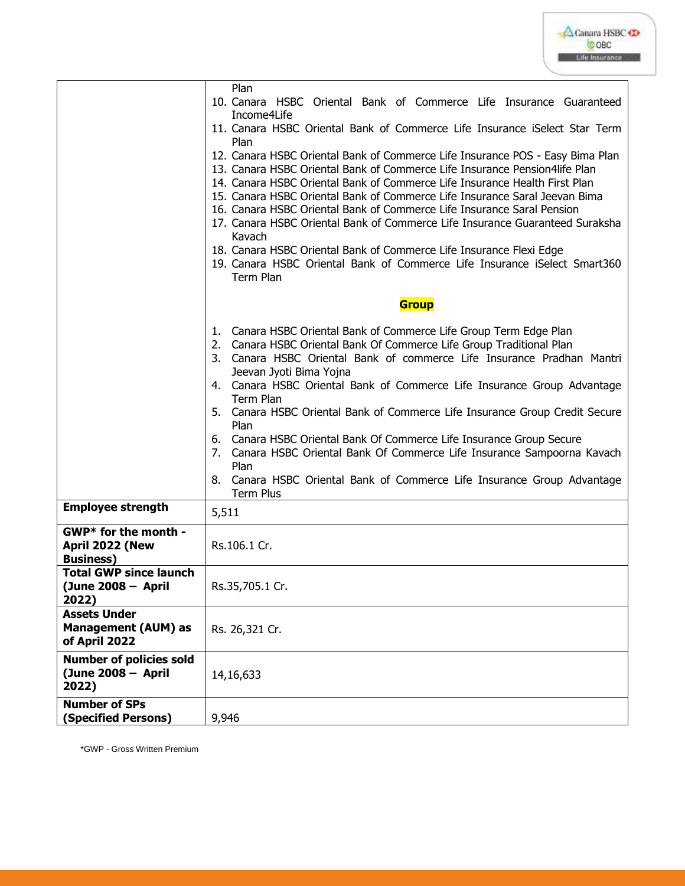| | |
|---|---|
| | Plan<br>10. Canara HSBC Oriental Bank of Commerce Life Insurance Guaranteed Income4Life<br>11. Canara HSBC Oriental Bank of Commerce Life Insurance iSelect Star Term Plan<br>12. Canara HSBC Oriental Bank of Commerce Life Insurance POS - Easy Bima Plan<br>13. Canara HSBC Oriental Bank of Commerce Life Insurance Pension4life Plan<br>14. Canara HSBC Oriental Bank of Commerce Life Insurance Health First Plan<br>15. Canara HSBC Oriental Bank of Commerce Life Insurance Saral Jeevan Bima<br>16. Canara HSBC Oriental Bank of Commerce Life Insurance Saral Pension<br>17. Canara HSBC Oriental Bank of Commerce Life Insurance Guaranteed Suraksha Kavach<br>18. Canara HSBC Oriental Bank of Commerce Life Insurance Flexi Edge<br>19. Canara HSBC Oriental Bank of Commerce Life Insurance iSelect Smart360 Term Plan<br><br>**Group**<br><br>1. Canara HSBC Oriental Bank of Commerce Life Group Term Edge Plan<br>2. Canara HSBC Oriental Bank Of Commerce Life Group Traditional Plan<br>3. Canara HSBC Oriental Bank of commerce Life Insurance Pradhan Mantri Jeevan Jyoti Bima Yojna<br>4. Canara HSBC Oriental Bank of Commerce Life Insurance Group Advantage Term Plan<br>5. Canara HSBC Oriental Bank of Commerce Life Insurance Group Credit Secure Plan<br>6. Canara HSBC Oriental Bank Of Commerce Life Insurance Group Secure<br>7. Canara HSBC Oriental Bank Of Commerce Life Insurance Sampoorna Kavach Plan<br>8. Canara HSBC Oriental Bank of Commerce Life Insurance Group Advantage Term Plus |
| **Employee strength** | 5,511 |
| **GWP* for the month - April 2022 (New Business)** | Rs.106.1 Cr. |
| **Total GWP since launch (June 2008 – April 2022)** | Rs.35,705.1 Cr. |
| **Assets Under Management (AUM) as of April 2022** | Rs. 26,321 Cr. |
| **Number of policies sold (June 2008 – April 2022)** | 14,16,633 |
| **Number of SPs (Specified Persons)** | 9,946 |

*GWP - Gross Written Premium